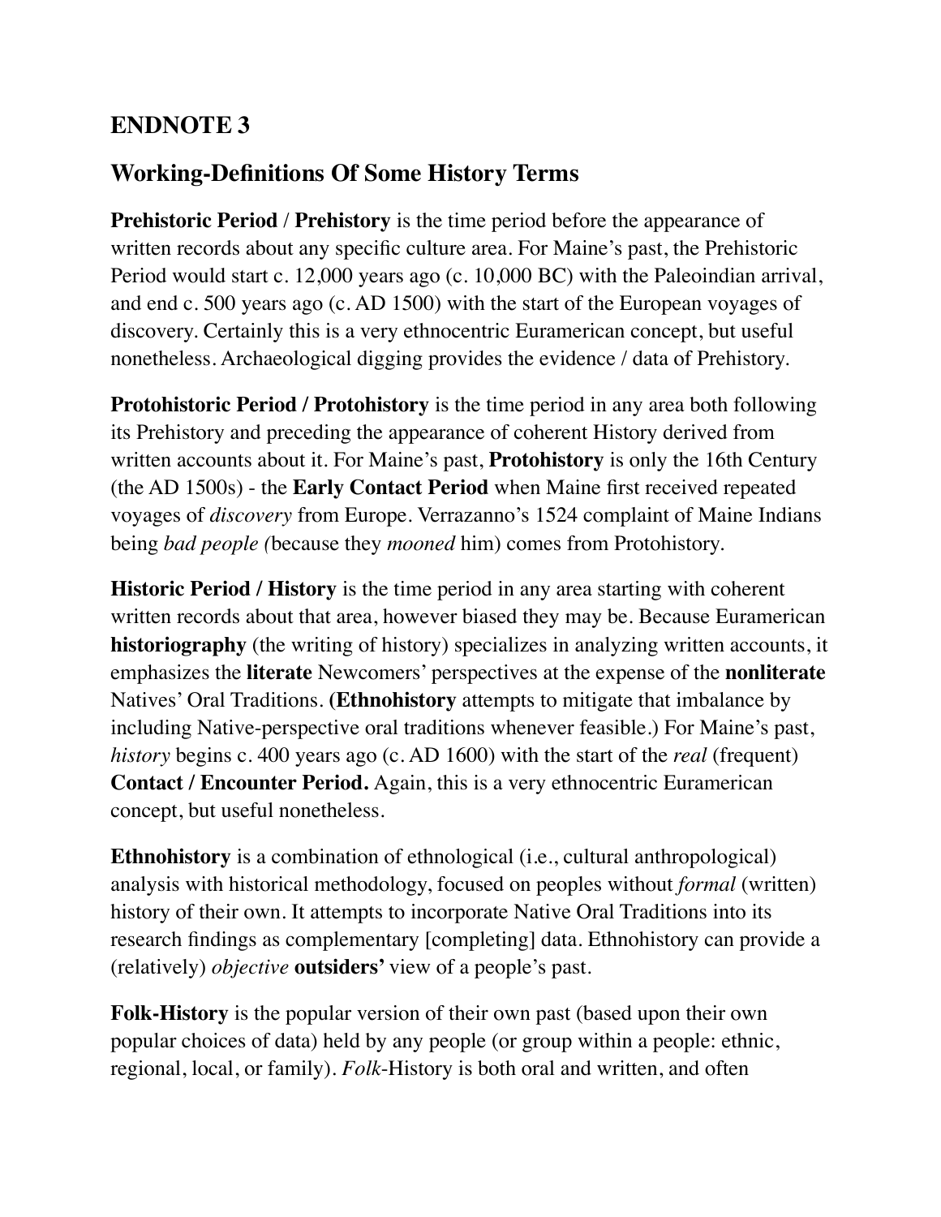## ENDNOTE 3

## Working-Definitions Of Some History Terms

**Prehistoric Period / Prehistory** is the time period before the appearance of written records about any specific culture area. For Maine's past, the Prehistoric Period would start c. 12,000 years ago (c. 10,000 BC) with the Paleoindian arrival, and end c. 500 years ago (c. AD 1500) with the start of the European voyages of discovery. Certainly this is a very ethnocentric Euramerican concept, but useful nonetheless. Archaeological digging provides the evidence / data of Prehistory.

**Protohistoric Period / Protohistory** is the time period in any area both following its Prehistory and preceding the appearance of coherent History derived from written accounts about it. For Maine's past, **Protohistory** is only the 16th Century (the AD 1500s) - the **Early Contact Period** when Maine first received repeated voyages of *discovery* from Europe. Verrazanno's 1524 complaint of Maine Indians being *bad people (*because they *mooned* him) comes from Protohistory.

**Historic Period / History** is the time period in any area starting with coherent written records about that area, however biased they may be. Because Euramerican **historiography** (the writing of history) specializes in analyzing written accounts, it emphasizes the **literate** Newcomers' perspectives at the expense of the **nonliterate** Natives' Oral Traditions. **(Ethnohistory** attempts to mitigate that imbalance by including Native-perspective oral traditions whenever feasible.) For Maine's past, *history* begins c. 400 years ago (c. AD 1600) with the start of the *real* (frequent) **Contact / Encounter Period.** Again, this is a very ethnocentric Euramerican concept, but useful nonetheless.

**Ethnohistory** is a combination of ethnological (i.e., cultural anthropological) analysis with historical methodology, focused on peoples without *formal* (written) history of their own. It attempts to incorporate Native Oral Traditions into its research findings as complementary [completing] data. Ethnohistory can provide a (relatively) *objective* **outsiders'** view of a people's past.

**Folk-History** is the popular version of their own past (based upon their own popular choices of data) held by any people (or group within a people: ethnic, regional, local, or family). *Folk-*History is both oral and written, and often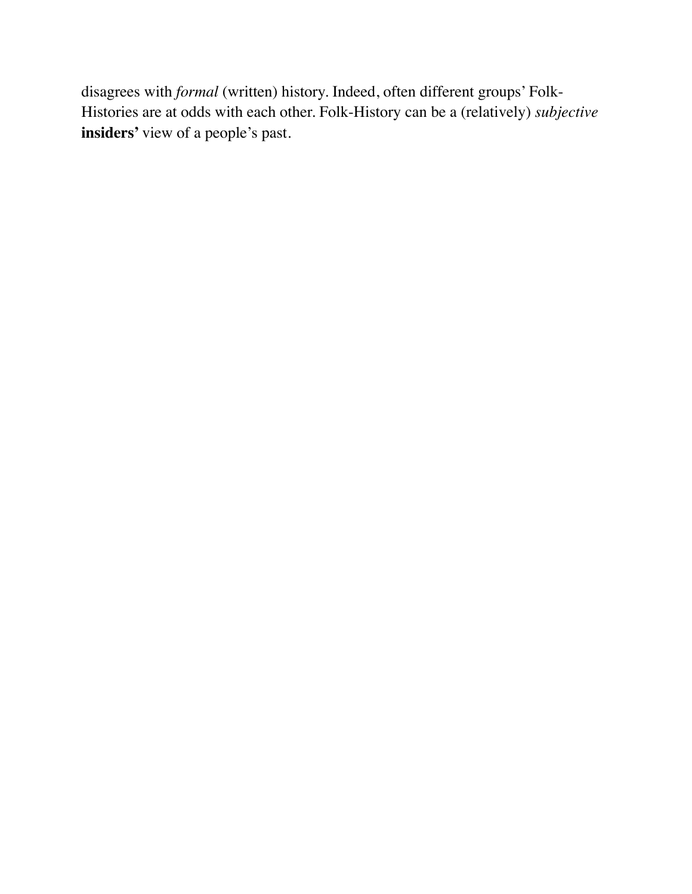disagrees with *formal* (written) history. Indeed, often different groups' Folk-Histories are at odds with each other. Folk-History can be a (relatively) *subjective* **insiders'** view of a people's past.